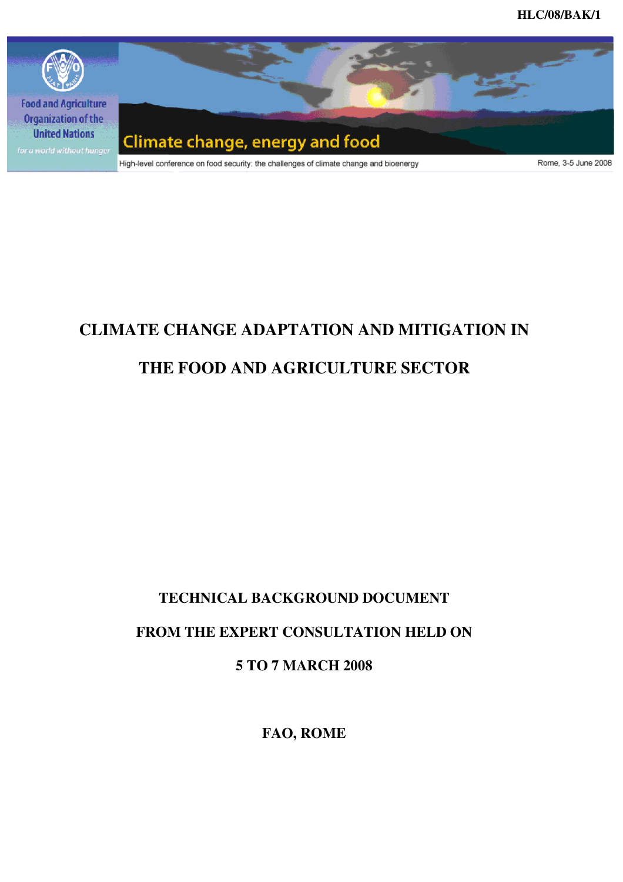HLC/08/BAK/1

Food and Agriculture Organization of the United Nations

*for a world without hunger*

Climate change, energy and food

High-level conference on food security: the challenges of climate change and bioenergy

Rome, 3-5 June 2008

# CLIMATE CHANGE ADAPTATION AND MITIGATION IN THE FOOD AND AGRICULTURE SECTOR

**TECHNICAL BACKGROUND DOCUMENT**

**FROM THE EXPERT CONSULTATION HELD ON**

**5 TO 7 MARCH 2008**

**FAO, ROME**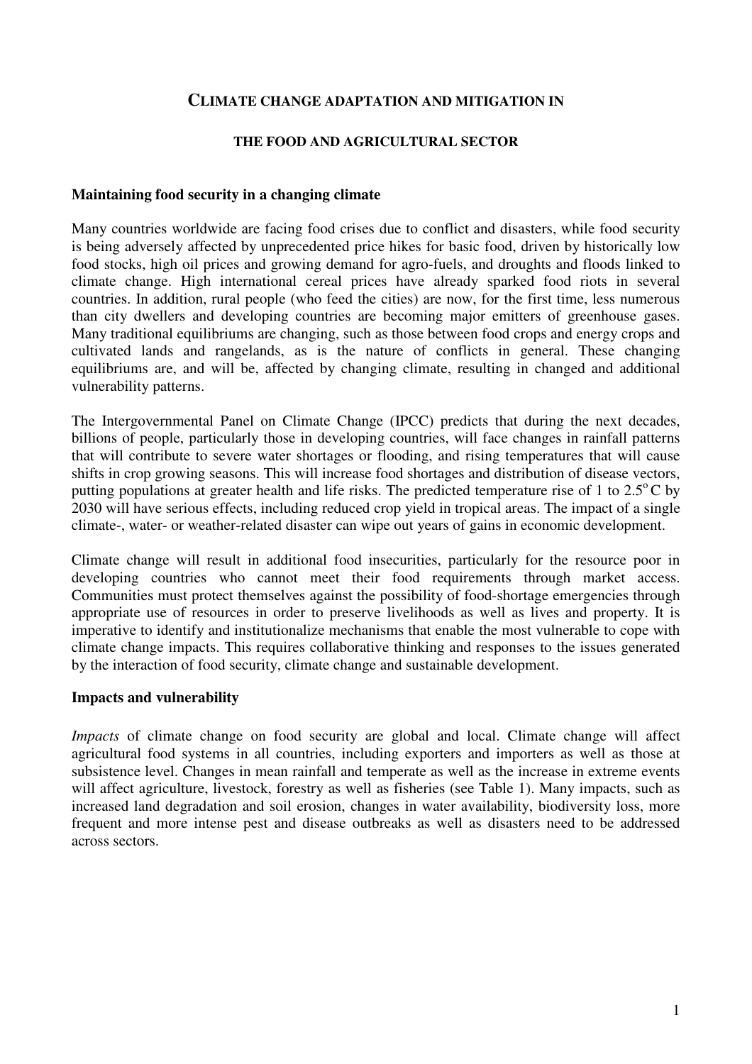# CLIMATE CHANGE ADAPTATION AND MITIGATION IN

## THE FOOD AND AGRICULTURAL SECTOR

### Maintaining food security in a changing climate

Many countries worldwide are facing food crises due to conflict and disasters, while food security is being adversely affected by unprecedented price hikes for basic food, driven by historically low food stocks, high oil prices and growing demand for agro-fuels, and droughts and floods linked to climate change. High international cereal prices have already sparked food riots in several countries. In addition, rural people (who feed the cities) are now, for the first time, less numerous than city dwellers and developing countries are becoming major emitters of greenhouse gases. Many traditional equilibriums are changing, such as those between food crops and energy crops and cultivated lands and rangelands, as is the nature of conflicts in general. These changing equilibriums are, and will be, affected by changing climate, resulting in changed and additional vulnerability patterns.

The Intergovernmental Panel on Climate Change (IPCC) predicts that during the next decades, billions of people, particularly those in developing countries, will face changes in rainfall patterns that will contribute to severe water shortages or flooding, and rising temperatures that will cause shifts in crop growing seasons. This will increase food shortages and distribution of disease vectors, putting populations at greater health and life risks. The predicted temperature rise of 1 to 2.5$^{o}$C by 2030 will have serious effects, including reduced crop yield in tropical areas. The impact of a single climate-, water- or weather-related disaster can wipe out years of gains in economic development.

Climate change will result in additional food insecurities, particularly for the resource poor in developing countries who cannot meet their food requirements through market access. Communities must protect themselves against the possibility of food-shortage emergencies through appropriate use of resources in order to preserve livelihoods as well as lives and property. It is imperative to identify and institutionalize mechanisms that enable the most vulnerable to cope with climate change impacts. This requires collaborative thinking and responses to the issues generated by the interaction of food security, climate change and sustainable development.

### Impacts and vulnerability

*Impacts* of climate change on food security are global and local. Climate change will affect agricultural food systems in all countries, including exporters and importers as well as those at subsistence level. Changes in mean rainfall and temperate as well as the increase in extreme events will affect agriculture, livestock, forestry as well as fisheries (see Table 1). Many impacts, such as increased land degradation and soil erosion, changes in water availability, biodiversity loss, more frequent and more intense pest and disease outbreaks as well as disasters need to be addressed across sectors.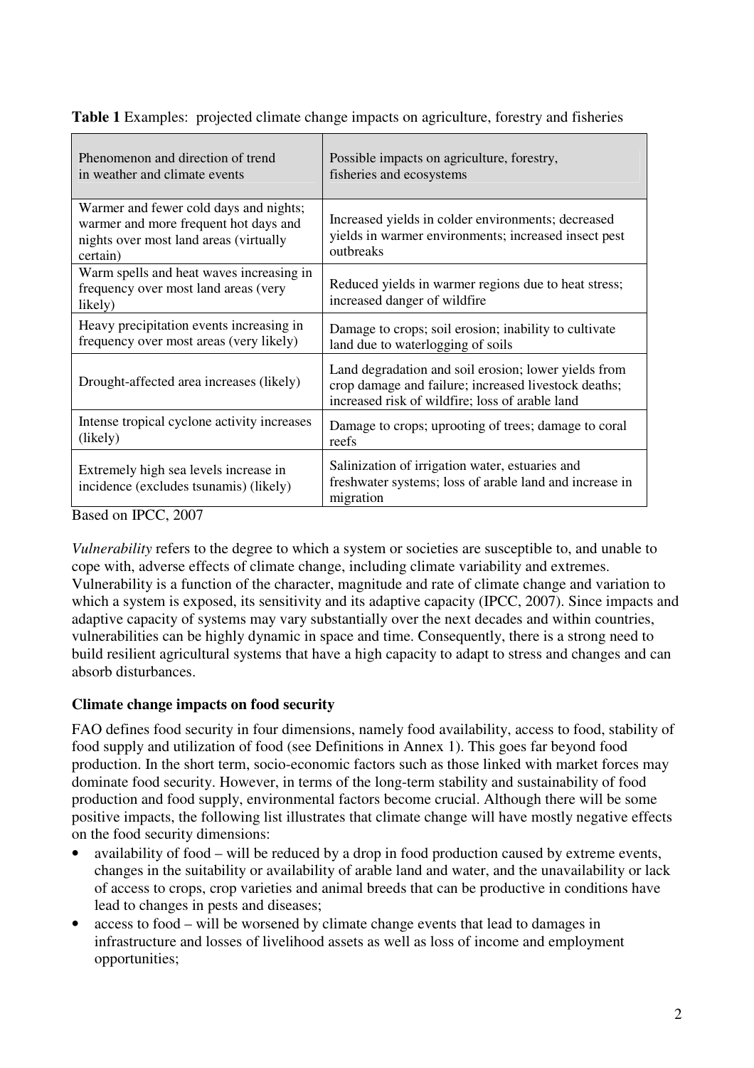**Table 1** Examples: projected climate change impacts on agriculture, forestry and fisheries

| Phenomenon and direction of trend in weather and climate events | Possible impacts on agriculture, forestry, fisheries and ecosystems |
|---|---|
| Warmer and fewer cold days and nights; warmer and more frequent hot days and nights over most land areas (virtually certain) | Increased yields in colder environments; decreased yields in warmer environments; increased insect pest outbreaks |
| Warm spells and heat waves increasing in frequency over most land areas (very likely) | Reduced yields in warmer regions due to heat stress; increased danger of wildfire |
| Heavy precipitation events increasing in frequency over most areas (very likely) | Damage to crops; soil erosion; inability to cultivate land due to waterlogging of soils |
| Drought-affected area increases (likely) | Land degradation and soil erosion; lower yields from crop damage and failure; increased livestock deaths; increased risk of wildfire; loss of arable land |
| Intense tropical cyclone activity increases (likely) | Damage to crops; uprooting of trees; damage to coral reefs |
| Extremely high sea levels increase in incidence (excludes tsunamis) (likely) | Salinization of irrigation water, estuaries and freshwater systems; loss of arable land and increase in migration |

Based on IPCC, 2007

*Vulnerability* refers to the degree to which a system or societies are susceptible to, and unable to cope with, adverse effects of climate change, including climate variability and extremes. Vulnerability is a function of the character, magnitude and rate of climate change and variation to which a system is exposed, its sensitivity and its adaptive capacity (IPCC, 2007). Since impacts and adaptive capacity of systems may vary substantially over the next decades and within countries, vulnerabilities can be highly dynamic in space and time. Consequently, there is a strong need to build resilient agricultural systems that have a high capacity to adapt to stress and changes and can absorb disturbances.

**Climate change impacts on food security**

FAO defines food security in four dimensions, namely food availability, access to food, stability of food supply and utilization of food (see Definitions in Annex 1). This goes far beyond food production. In the short term, socio-economic factors such as those linked with market forces may dominate food security. However, in terms of the long-term stability and sustainability of food production and food supply, environmental factors become crucial. Although there will be some positive impacts, the following list illustrates that climate change will have mostly negative effects on the food security dimensions:

- availability of food – will be reduced by a drop in food production caused by extreme events, changes in the suitability or availability of arable land and water, and the unavailability or lack of access to crops, crop varieties and animal breeds that can be productive in conditions have lead to changes in pests and diseases;
- access to food – will be worsened by climate change events that lead to damages in infrastructure and losses of livelihood assets as well as loss of income and employment opportunities;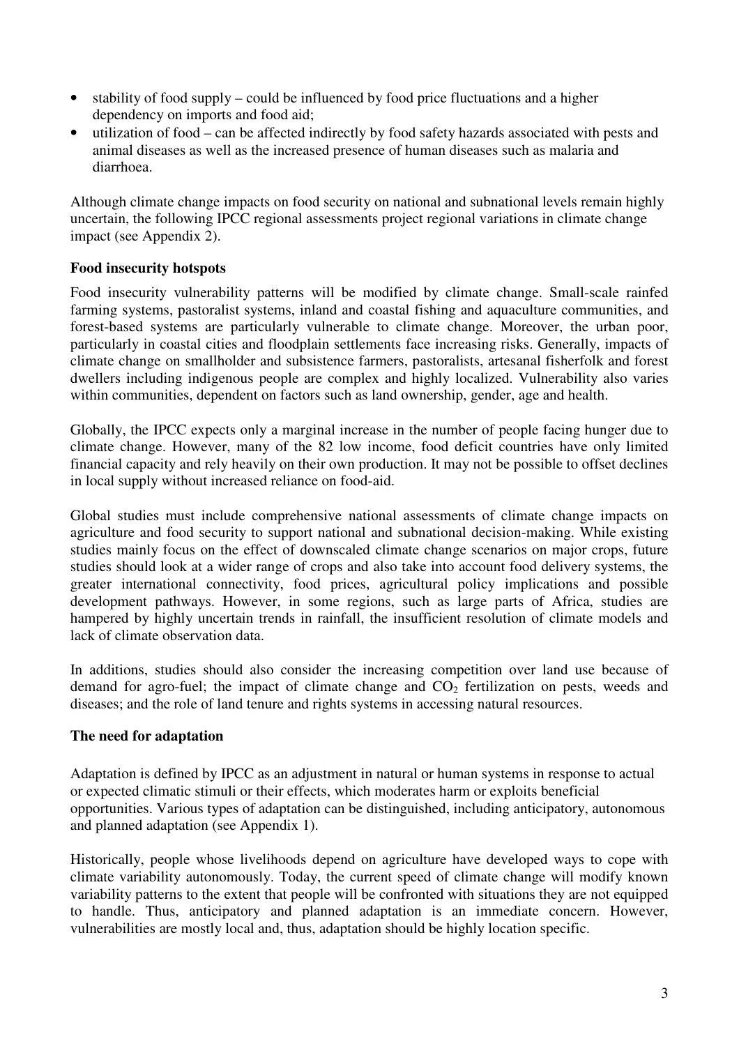- stability of food supply – could be influenced by food price fluctuations and a higher dependency on imports and food aid;
- utilization of food – can be affected indirectly by food safety hazards associated with pests and animal diseases as well as the increased presence of human diseases such as malaria and diarrhoea.

Although climate change impacts on food security on national and subnational levels remain highly uncertain, the following IPCC regional assessments project regional variations in climate change impact (see Appendix 2).

**Food insecurity hotspots**

Food insecurity vulnerability patterns will be modified by climate change. Small-scale rainfed farming systems, pastoralist systems, inland and coastal fishing and aquaculture communities, and forest-based systems are particularly vulnerable to climate change. Moreover, the urban poor, particularly in coastal cities and floodplain settlements face increasing risks. Generally, impacts of climate change on smallholder and subsistence farmers, pastoralists, artesanal fisherfolk and forest dwellers including indigenous people are complex and highly localized. Vulnerability also varies within communities, dependent on factors such as land ownership, gender, age and health.

Globally, the IPCC expects only a marginal increase in the number of people facing hunger due to climate change. However, many of the 82 low income, food deficit countries have only limited financial capacity and rely heavily on their own production. It may not be possible to offset declines in local supply without increased reliance on food-aid.

Global studies must include comprehensive national assessments of climate change impacts on agriculture and food security to support national and subnational decision-making. While existing studies mainly focus on the effect of downscaled climate change scenarios on major crops, future studies should look at a wider range of crops and also take into account food delivery systems, the greater international connectivity, food prices, agricultural policy implications and possible development pathways. However, in some regions, such as large parts of Africa, studies are hampered by highly uncertain trends in rainfall, the insufficient resolution of climate models and lack of climate observation data.

In additions, studies should also consider the increasing competition over land use because of demand for agro-fuel; the impact of climate change and $CO_2$ fertilization on pests, weeds and diseases; and the role of land tenure and rights systems in accessing natural resources.

**The need for adaptation**

Adaptation is defined by IPCC as an adjustment in natural or human systems in response to actual or expected climatic stimuli or their effects, which moderates harm or exploits beneficial opportunities. Various types of adaptation can be distinguished, including anticipatory, autonomous and planned adaptation (see Appendix 1).

Historically, people whose livelihoods depend on agriculture have developed ways to cope with climate variability autonomously. Today, the current speed of climate change will modify known variability patterns to the extent that people will be confronted with situations they are not equipped to handle. Thus, anticipatory and planned adaptation is an immediate concern. However, vulnerabilities are mostly local and, thus, adaptation should be highly location specific.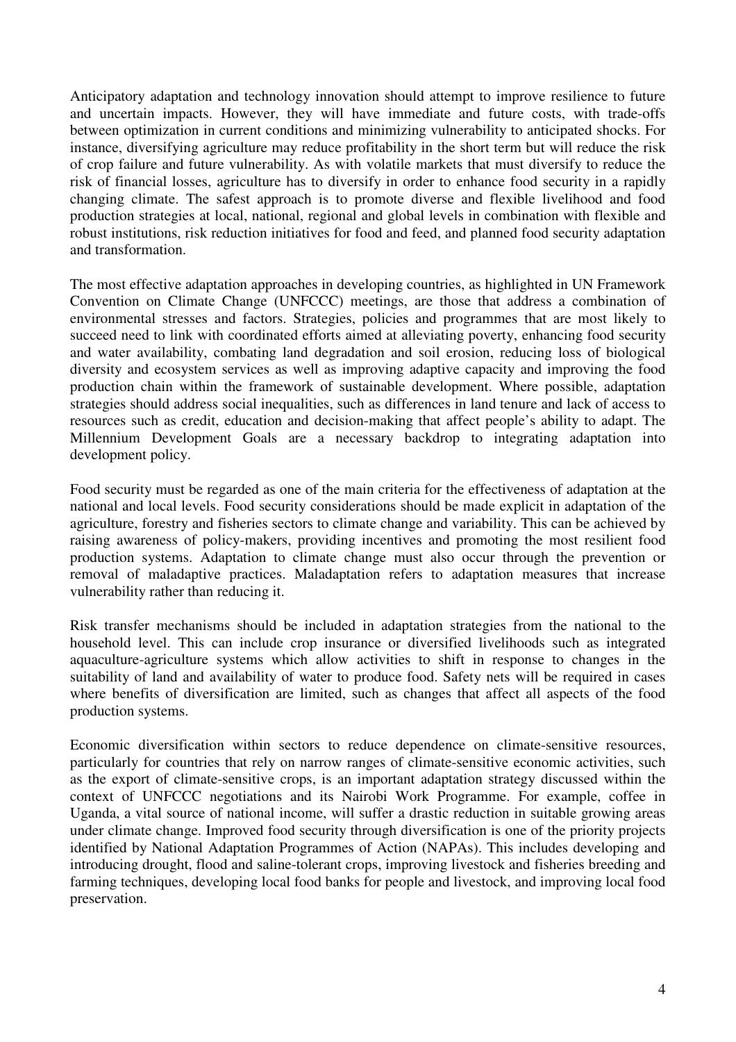Anticipatory adaptation and technology innovation should attempt to improve resilience to future and uncertain impacts. However, they will have immediate and future costs, with trade-offs between optimization in current conditions and minimizing vulnerability to anticipated shocks. For instance, diversifying agriculture may reduce profitability in the short term but will reduce the risk of crop failure and future vulnerability. As with volatile markets that must diversify to reduce the risk of financial losses, agriculture has to diversify in order to enhance food security in a rapidly changing climate. The safest approach is to promote diverse and flexible livelihood and food production strategies at local, national, regional and global levels in combination with flexible and robust institutions, risk reduction initiatives for food and feed, and planned food security adaptation and transformation.

The most effective adaptation approaches in developing countries, as highlighted in UN Framework Convention on Climate Change (UNFCCC) meetings, are those that address a combination of environmental stresses and factors. Strategies, policies and programmes that are most likely to succeed need to link with coordinated efforts aimed at alleviating poverty, enhancing food security and water availability, combating land degradation and soil erosion, reducing loss of biological diversity and ecosystem services as well as improving adaptive capacity and improving the food production chain within the framework of sustainable development. Where possible, adaptation strategies should address social inequalities, such as differences in land tenure and lack of access to resources such as credit, education and decision-making that affect people's ability to adapt. The Millennium Development Goals are a necessary backdrop to integrating adaptation into development policy.

Food security must be regarded as one of the main criteria for the effectiveness of adaptation at the national and local levels. Food security considerations should be made explicit in adaptation of the agriculture, forestry and fisheries sectors to climate change and variability. This can be achieved by raising awareness of policy-makers, providing incentives and promoting the most resilient food production systems. Adaptation to climate change must also occur through the prevention or removal of maladaptive practices. Maladaptation refers to adaptation measures that increase vulnerability rather than reducing it.

Risk transfer mechanisms should be included in adaptation strategies from the national to the household level. This can include crop insurance or diversified livelihoods such as integrated aquaculture-agriculture systems which allow activities to shift in response to changes in the suitability of land and availability of water to produce food. Safety nets will be required in cases where benefits of diversification are limited, such as changes that affect all aspects of the food production systems.

Economic diversification within sectors to reduce dependence on climate-sensitive resources, particularly for countries that rely on narrow ranges of climate-sensitive economic activities, such as the export of climate-sensitive crops, is an important adaptation strategy discussed within the context of UNFCCC negotiations and its Nairobi Work Programme. For example, coffee in Uganda, a vital source of national income, will suffer a drastic reduction in suitable growing areas under climate change. Improved food security through diversification is one of the priority projects identified by National Adaptation Programmes of Action (NAPAs). This includes developing and introducing drought, flood and saline-tolerant crops, improving livestock and fisheries breeding and farming techniques, developing local food banks for people and livestock, and improving local food preservation.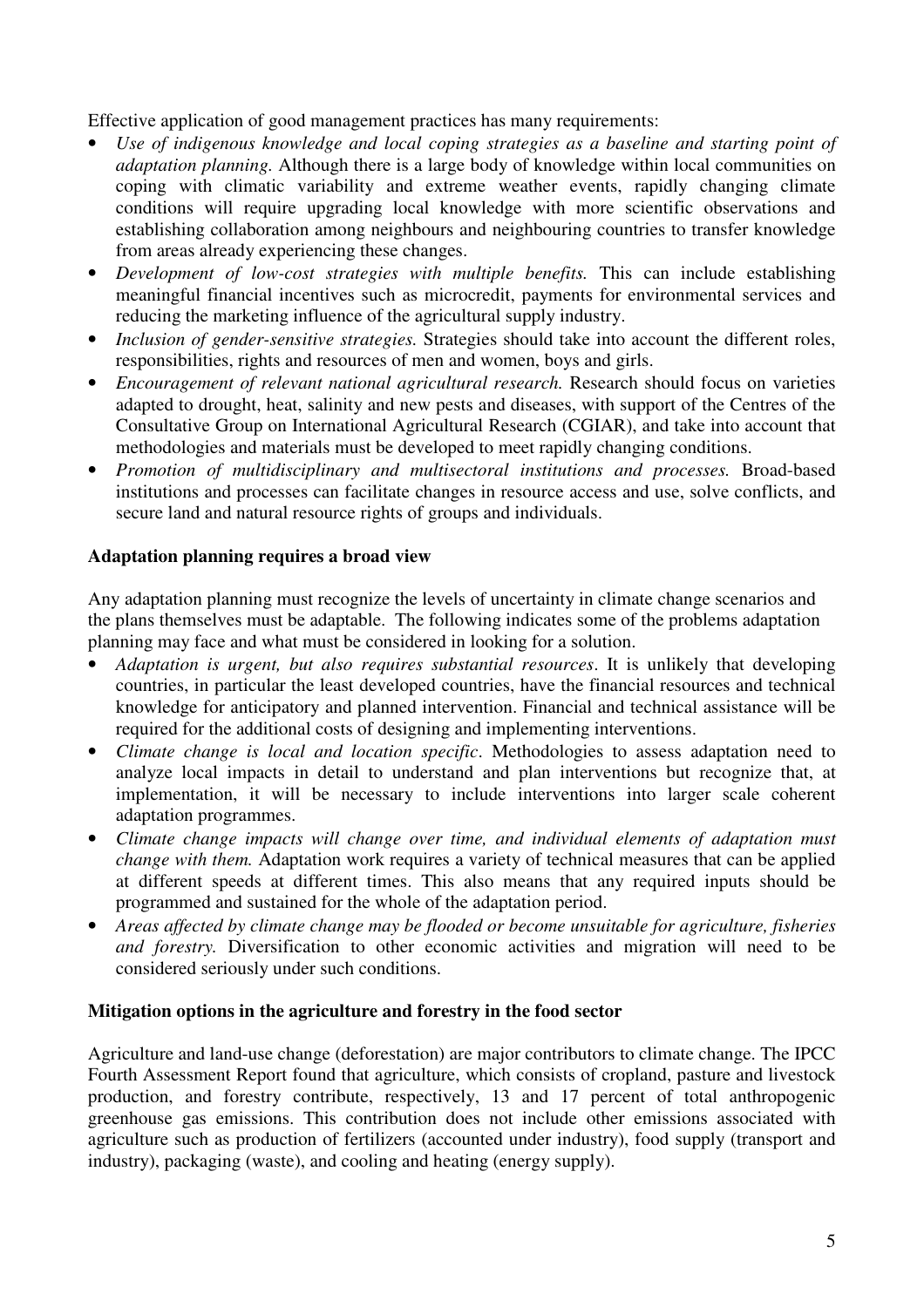Effective application of good management practices has many requirements:

- *Use of indigenous knowledge and local coping strategies as a baseline and starting point of adaptation planning.* Although there is a large body of knowledge within local communities on coping with climatic variability and extreme weather events, rapidly changing climate conditions will require upgrading local knowledge with more scientific observations and establishing collaboration among neighbours and neighbouring countries to transfer knowledge from areas already experiencing these changes.
- *Development of low-cost strategies with multiple benefits.* This can include establishing meaningful financial incentives such as microcredit, payments for environmental services and reducing the marketing influence of the agricultural supply industry.
- *Inclusion of gender-sensitive strategies.* Strategies should take into account the different roles, responsibilities, rights and resources of men and women, boys and girls.
- *Encouragement of relevant national agricultural research.* Research should focus on varieties adapted to drought, heat, salinity and new pests and diseases, with support of the Centres of the Consultative Group on International Agricultural Research (CGIAR), and take into account that methodologies and materials must be developed to meet rapidly changing conditions.
- *Promotion of multidisciplinary and multisectoral institutions and processes.* Broad-based institutions and processes can facilitate changes in resource access and use, solve conflicts, and secure land and natural resource rights of groups and individuals.

**Adaptation planning requires a broad view**

Any adaptation planning must recognize the levels of uncertainty in climate change scenarios and the plans themselves must be adaptable. The following indicates some of the problems adaptation planning may face and what must be considered in looking for a solution.

- *Adaptation is urgent, but also requires substantial resources*. It is unlikely that developing countries, in particular the least developed countries, have the financial resources and technical knowledge for anticipatory and planned intervention. Financial and technical assistance will be required for the additional costs of designing and implementing interventions.
- *Climate change is local and location specific*. Methodologies to assess adaptation need to analyze local impacts in detail to understand and plan interventions but recognize that, at implementation, it will be necessary to include interventions into larger scale coherent adaptation programmes.
- *Climate change impacts will change over time, and individual elements of adaptation must change with them.* Adaptation work requires a variety of technical measures that can be applied at different speeds at different times. This also means that any required inputs should be programmed and sustained for the whole of the adaptation period.
- *Areas affected by climate change may be flooded or become unsuitable for agriculture, fisheries and forestry.* Diversification to other economic activities and migration will need to be considered seriously under such conditions.

**Mitigation options in the agriculture and forestry in the food sector**

Agriculture and land-use change (deforestation) are major contributors to climate change. The IPCC Fourth Assessment Report found that agriculture, which consists of cropland, pasture and livestock production, and forestry contribute, respectively, 13 and 17 percent of total anthropogenic greenhouse gas emissions. This contribution does not include other emissions associated with agriculture such as production of fertilizers (accounted under industry), food supply (transport and industry), packaging (waste), and cooling and heating (energy supply).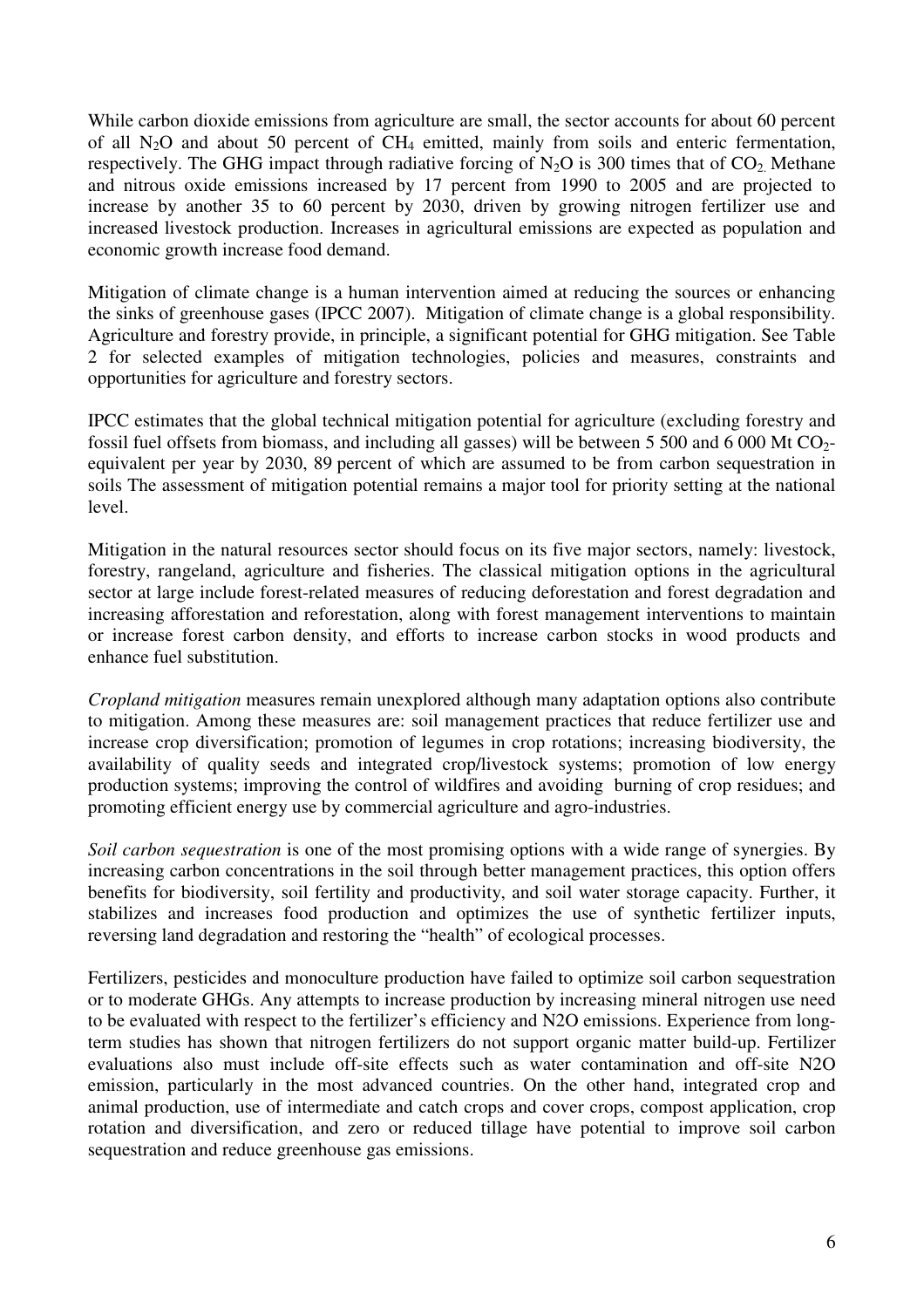While carbon dioxide emissions from agriculture are small, the sector accounts for about 60 percent of all $N_2O$ and about 50 percent of $CH_4$ emitted, mainly from soils and enteric fermentation, respectively. The GHG impact through radiative forcing of $N_2O$ is 300 times that of $CO_2$. Methane and nitrous oxide emissions increased by 17 percent from 1990 to 2005 and are projected to increase by another 35 to 60 percent by 2030, driven by growing nitrogen fertilizer use and increased livestock production. Increases in agricultural emissions are expected as population and economic growth increase food demand.

Mitigation of climate change is a human intervention aimed at reducing the sources or enhancing the sinks of greenhouse gases (IPCC 2007). Mitigation of climate change is a global responsibility. Agriculture and forestry provide, in principle, a significant potential for GHG mitigation. See Table 2 for selected examples of mitigation technologies, policies and measures, constraints and opportunities for agriculture and forestry sectors.

IPCC estimates that the global technical mitigation potential for agriculture (excluding forestry and fossil fuel offsets from biomass, and including all gasses) will be between 5 500 and 6 000 Mt $CO_2$-equivalent per year by 2030, 89 percent of which are assumed to be from carbon sequestration in soils The assessment of mitigation potential remains a major tool for priority setting at the national level.

Mitigation in the natural resources sector should focus on its five major sectors, namely: livestock, forestry, rangeland, agriculture and fisheries. The classical mitigation options in the agricultural sector at large include forest-related measures of reducing deforestation and forest degradation and increasing afforestation and reforestation, along with forest management interventions to maintain or increase forest carbon density, and efforts to increase carbon stocks in wood products and enhance fuel substitution.

*Cropland mitigation* measures remain unexplored although many adaptation options also contribute to mitigation. Among these measures are: soil management practices that reduce fertilizer use and increase crop diversification; promotion of legumes in crop rotations; increasing biodiversity, the availability of quality seeds and integrated crop/livestock systems; promotion of low energy production systems; improving the control of wildfires and avoiding burning of crop residues; and promoting efficient energy use by commercial agriculture and agro-industries.

*Soil carbon sequestration* is one of the most promising options with a wide range of synergies. By increasing carbon concentrations in the soil through better management practices, this option offers benefits for biodiversity, soil fertility and productivity, and soil water storage capacity. Further, it stabilizes and increases food production and optimizes the use of synthetic fertilizer inputs, reversing land degradation and restoring the "health" of ecological processes.

Fertilizers, pesticides and monoculture production have failed to optimize soil carbon sequestration or to moderate GHGs. Any attempts to increase production by increasing mineral nitrogen use need to be evaluated with respect to the fertilizer's efficiency and N2O emissions. Experience from long-term studies has shown that nitrogen fertilizers do not support organic matter build-up. Fertilizer evaluations also must include off-site effects such as water contamination and off-site N2O emission, particularly in the most advanced countries. On the other hand, integrated crop and animal production, use of intermediate and catch crops and cover crops, compost application, crop rotation and diversification, and zero or reduced tillage have potential to improve soil carbon sequestration and reduce greenhouse gas emissions.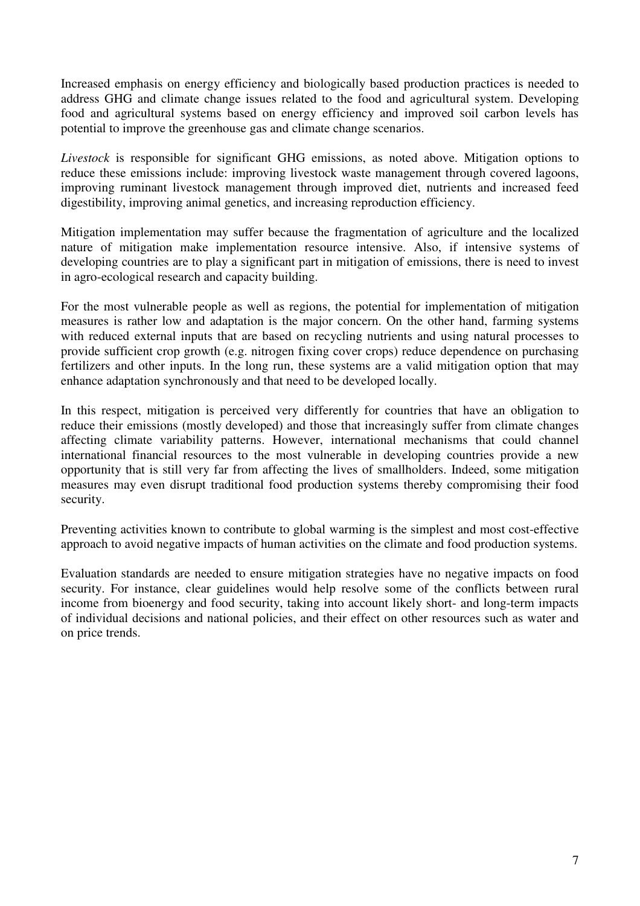Increased emphasis on energy efficiency and biologically based production practices is needed to address GHG and climate change issues related to the food and agricultural system. Developing food and agricultural systems based on energy efficiency and improved soil carbon levels has potential to improve the greenhouse gas and climate change scenarios.

*Livestock* is responsible for significant GHG emissions, as noted above. Mitigation options to reduce these emissions include: improving livestock waste management through covered lagoons, improving ruminant livestock management through improved diet, nutrients and increased feed digestibility, improving animal genetics, and increasing reproduction efficiency.

Mitigation implementation may suffer because the fragmentation of agriculture and the localized nature of mitigation make implementation resource intensive. Also, if intensive systems of developing countries are to play a significant part in mitigation of emissions, there is need to invest in agro-ecological research and capacity building.

For the most vulnerable people as well as regions, the potential for implementation of mitigation measures is rather low and adaptation is the major concern. On the other hand, farming systems with reduced external inputs that are based on recycling nutrients and using natural processes to provide sufficient crop growth (e.g. nitrogen fixing cover crops) reduce dependence on purchasing fertilizers and other inputs. In the long run, these systems are a valid mitigation option that may enhance adaptation synchronously and that need to be developed locally.

In this respect, mitigation is perceived very differently for countries that have an obligation to reduce their emissions (mostly developed) and those that increasingly suffer from climate changes affecting climate variability patterns. However, international mechanisms that could channel international financial resources to the most vulnerable in developing countries provide a new opportunity that is still very far from affecting the lives of smallholders. Indeed, some mitigation measures may even disrupt traditional food production systems thereby compromising their food security.

Preventing activities known to contribute to global warming is the simplest and most cost-effective approach to avoid negative impacts of human activities on the climate and food production systems.

Evaluation standards are needed to ensure mitigation strategies have no negative impacts on food security. For instance, clear guidelines would help resolve some of the conflicts between rural income from bioenergy and food security, taking into account likely short- and long-term impacts of individual decisions and national policies, and their effect on other resources such as water and on price trends.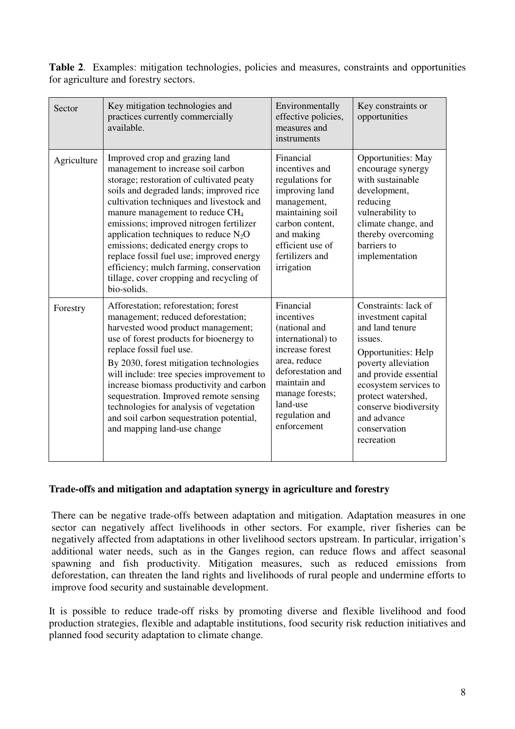**Table 2**. Examples: mitigation technologies, policies and measures, constraints and opportunities for agriculture and forestry sectors.

| Sector | Key mitigation technologies and practices currently commercially available. | Environmentally effective policies, measures and instruments | Key constraints or opportunities |
|---|---|---|---|
| Agriculture | Improved crop and grazing land management to increase soil carbon storage; restoration of cultivated peaty soils and degraded lands; improved rice cultivation techniques and livestock and manure management to reduce $CH_4$ emissions; improved nitrogen fertilizer application techniques to reduce $N_2O$ emissions; dedicated energy crops to replace fossil fuel use; improved energy efficiency; mulch farming, conservation tillage, cover cropping and recycling of bio-solids. | Financial incentives and regulations for improving land management, maintaining soil carbon content, and making efficient use of fertilizers and irrigation | Opportunities: May encourage synergy with sustainable development, reducing vulnerability to climate change, and thereby overcoming barriers to implementation |
| Forestry | Afforestation; reforestation; forest management; reduced deforestation; harvested wood product management; use of forest products for bioenergy to replace fossil fuel use.<br><br>By 2030, forest mitigation technologies will include: tree species improvement to increase biomass productivity and carbon sequestration. Improved remote sensing technologies for analysis of vegetation and soil carbon sequestration potential, and mapping land-use change | Financial incentives (national and international) to increase forest area, reduce deforestation and maintain and manage forests; land-use regulation and enforcement | Constraints: lack of investment capital and land tenure issues.<br><br>Opportunities: Help poverty alleviation and provide essential ecosystem services to protect watershed, conserve biodiversity and advance conservation recreation |

**Trade-offs and mitigation and adaptation synergy in agriculture and forestry**

There can be negative trade-offs between adaptation and mitigation. Adaptation measures in one sector can negatively affect livelihoods in other sectors. For example, river fisheries can be negatively affected from adaptations in other livelihood sectors upstream. In particular, irrigation's additional water needs, such as in the Ganges region, can reduce flows and affect seasonal spawning and fish productivity. Mitigation measures, such as reduced emissions from deforestation, can threaten the land rights and livelihoods of rural people and undermine efforts to improve food security and sustainable development.

It is possible to reduce trade-off risks by promoting diverse and flexible livelihood and food production strategies, flexible and adaptable institutions, food security risk reduction initiatives and planned food security adaptation to climate change.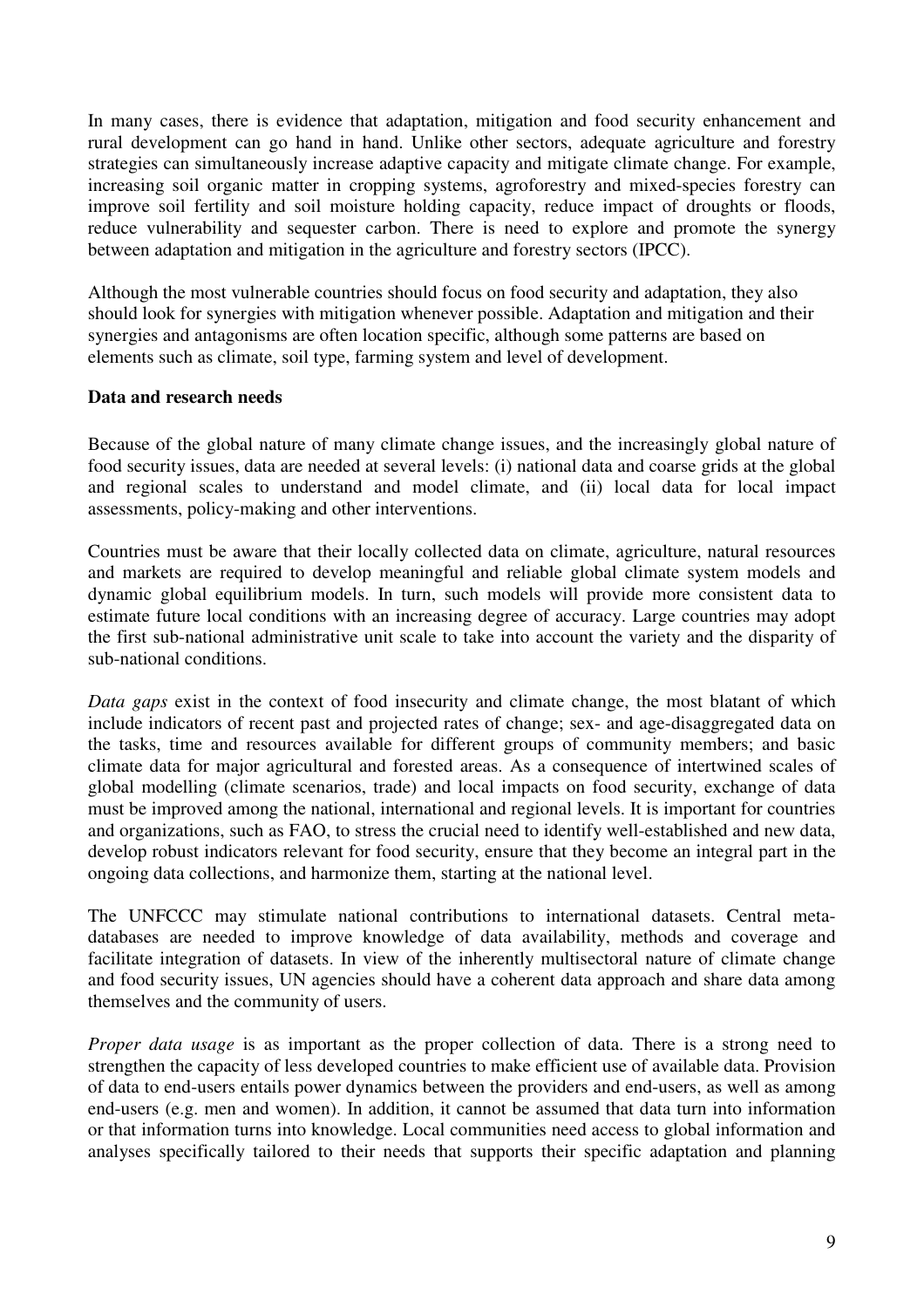In many cases, there is evidence that adaptation, mitigation and food security enhancement and rural development can go hand in hand. Unlike other sectors, adequate agriculture and forestry strategies can simultaneously increase adaptive capacity and mitigate climate change. For example, increasing soil organic matter in cropping systems, agroforestry and mixed-species forestry can improve soil fertility and soil moisture holding capacity, reduce impact of droughts or floods, reduce vulnerability and sequester carbon. There is need to explore and promote the synergy between adaptation and mitigation in the agriculture and forestry sectors (IPCC).

Although the most vulnerable countries should focus on food security and adaptation, they also should look for synergies with mitigation whenever possible. Adaptation and mitigation and their synergies and antagonisms are often location specific, although some patterns are based on elements such as climate, soil type, farming system and level of development.

**Data and research needs**

Because of the global nature of many climate change issues, and the increasingly global nature of food security issues, data are needed at several levels: (i) national data and coarse grids at the global and regional scales to understand and model climate, and (ii) local data for local impact assessments, policy-making and other interventions.

Countries must be aware that their locally collected data on climate, agriculture, natural resources and markets are required to develop meaningful and reliable global climate system models and dynamic global equilibrium models. In turn, such models will provide more consistent data to estimate future local conditions with an increasing degree of accuracy. Large countries may adopt the first sub-national administrative unit scale to take into account the variety and the disparity of sub-national conditions.

*Data gaps* exist in the context of food insecurity and climate change, the most blatant of which include indicators of recent past and projected rates of change; sex- and age-disaggregated data on the tasks, time and resources available for different groups of community members; and basic climate data for major agricultural and forested areas. As a consequence of intertwined scales of global modelling (climate scenarios, trade) and local impacts on food security, exchange of data must be improved among the national, international and regional levels. It is important for countries and organizations, such as FAO, to stress the crucial need to identify well-established and new data, develop robust indicators relevant for food security, ensure that they become an integral part in the ongoing data collections, and harmonize them, starting at the national level.

The UNFCCC may stimulate national contributions to international datasets. Central meta-databases are needed to improve knowledge of data availability, methods and coverage and facilitate integration of datasets. In view of the inherently multisectoral nature of climate change and food security issues, UN agencies should have a coherent data approach and share data among themselves and the community of users.

*Proper data usage* is as important as the proper collection of data. There is a strong need to strengthen the capacity of less developed countries to make efficient use of available data. Provision of data to end-users entails power dynamics between the providers and end-users, as well as among end-users (e.g. men and women). In addition, it cannot be assumed that data turn into information or that information turns into knowledge. Local communities need access to global information and analyses specifically tailored to their needs that supports their specific adaptation and planning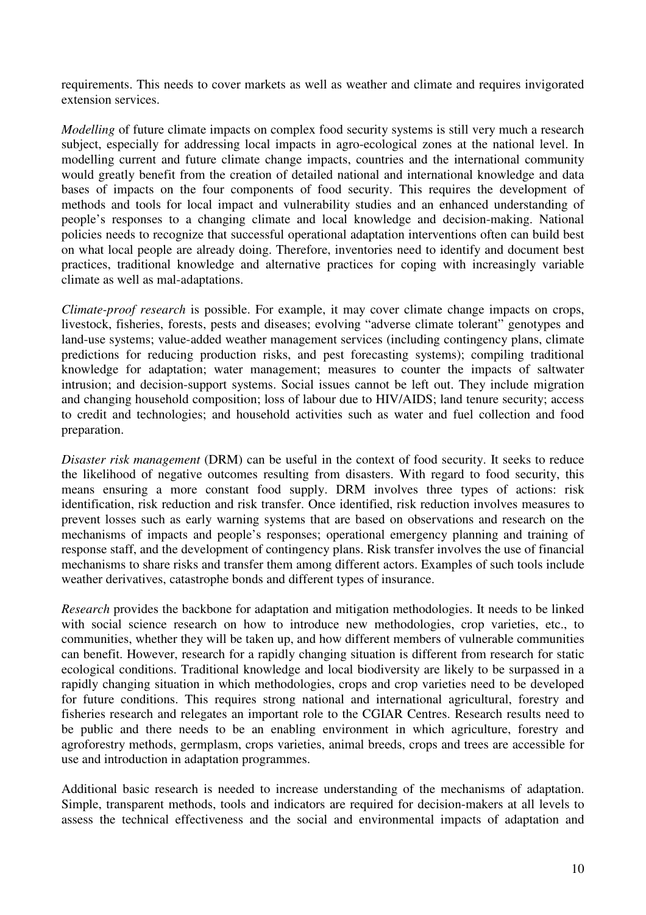requirements. This needs to cover markets as well as weather and climate and requires invigorated extension services.

*Modelling* of future climate impacts on complex food security systems is still very much a research subject, especially for addressing local impacts in agro-ecological zones at the national level. In modelling current and future climate change impacts, countries and the international community would greatly benefit from the creation of detailed national and international knowledge and data bases of impacts on the four components of food security. This requires the development of methods and tools for local impact and vulnerability studies and an enhanced understanding of people's responses to a changing climate and local knowledge and decision-making. National policies needs to recognize that successful operational adaptation interventions often can build best on what local people are already doing. Therefore, inventories need to identify and document best practices, traditional knowledge and alternative practices for coping with increasingly variable climate as well as mal-adaptations.

*Climate-proof research* is possible. For example, it may cover climate change impacts on crops, livestock, fisheries, forests, pests and diseases; evolving "adverse climate tolerant" genotypes and land-use systems; value-added weather management services (including contingency plans, climate predictions for reducing production risks, and pest forecasting systems); compiling traditional knowledge for adaptation; water management; measures to counter the impacts of saltwater intrusion; and decision-support systems. Social issues cannot be left out. They include migration and changing household composition; loss of labour due to HIV/AIDS; land tenure security; access to credit and technologies; and household activities such as water and fuel collection and food preparation.

*Disaster risk management* (DRM) can be useful in the context of food security. It seeks to reduce the likelihood of negative outcomes resulting from disasters. With regard to food security, this means ensuring a more constant food supply. DRM involves three types of actions: risk identification, risk reduction and risk transfer. Once identified, risk reduction involves measures to prevent losses such as early warning systems that are based on observations and research on the mechanisms of impacts and people's responses; operational emergency planning and training of response staff, and the development of contingency plans. Risk transfer involves the use of financial mechanisms to share risks and transfer them among different actors. Examples of such tools include weather derivatives, catastrophe bonds and different types of insurance.

*Research* provides the backbone for adaptation and mitigation methodologies. It needs to be linked with social science research on how to introduce new methodologies, crop varieties, etc., to communities, whether they will be taken up, and how different members of vulnerable communities can benefit. However, research for a rapidly changing situation is different from research for static ecological conditions. Traditional knowledge and local biodiversity are likely to be surpassed in a rapidly changing situation in which methodologies, crops and crop varieties need to be developed for future conditions. This requires strong national and international agricultural, forestry and fisheries research and relegates an important role to the CGIAR Centres. Research results need to be public and there needs to be an enabling environment in which agriculture, forestry and agroforestry methods, germplasm, crops varieties, animal breeds, crops and trees are accessible for use and introduction in adaptation programmes.

Additional basic research is needed to increase understanding of the mechanisms of adaptation. Simple, transparent methods, tools and indicators are required for decision-makers at all levels to assess the technical effectiveness and the social and environmental impacts of adaptation and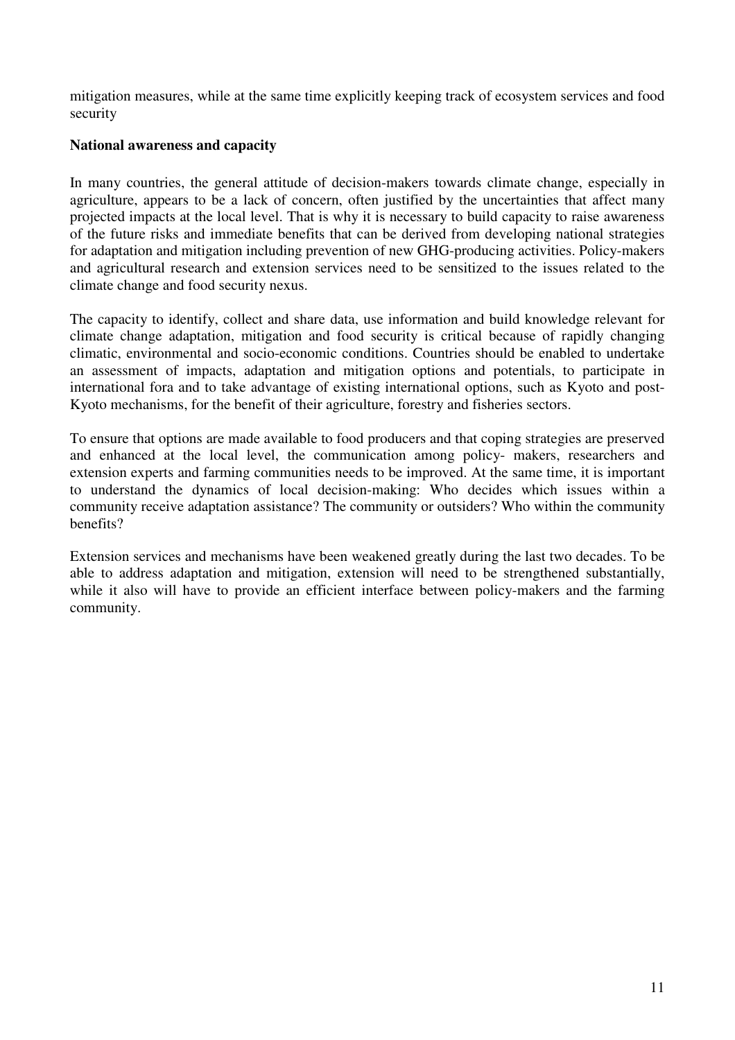mitigation measures, while at the same time explicitly keeping track of ecosystem services and food security

**National awareness and capacity**

In many countries, the general attitude of decision-makers towards climate change, especially in agriculture, appears to be a lack of concern, often justified by the uncertainties that affect many projected impacts at the local level. That is why it is necessary to build capacity to raise awareness of the future risks and immediate benefits that can be derived from developing national strategies for adaptation and mitigation including prevention of new GHG-producing activities. Policy-makers and agricultural research and extension services need to be sensitized to the issues related to the climate change and food security nexus.

The capacity to identify, collect and share data, use information and build knowledge relevant for climate change adaptation, mitigation and food security is critical because of rapidly changing climatic, environmental and socio-economic conditions. Countries should be enabled to undertake an assessment of impacts, adaptation and mitigation options and potentials, to participate in international fora and to take advantage of existing international options, such as Kyoto and post-Kyoto mechanisms, for the benefit of their agriculture, forestry and fisheries sectors.

To ensure that options are made available to food producers and that coping strategies are preserved and enhanced at the local level, the communication among policy- makers, researchers and extension experts and farming communities needs to be improved. At the same time, it is important to understand the dynamics of local decision-making: Who decides which issues within a community receive adaptation assistance? The community or outsiders? Who within the community benefits?

Extension services and mechanisms have been weakened greatly during the last two decades. To be able to address adaptation and mitigation, extension will need to be strengthened substantially, while it also will have to provide an efficient interface between policy-makers and the farming community.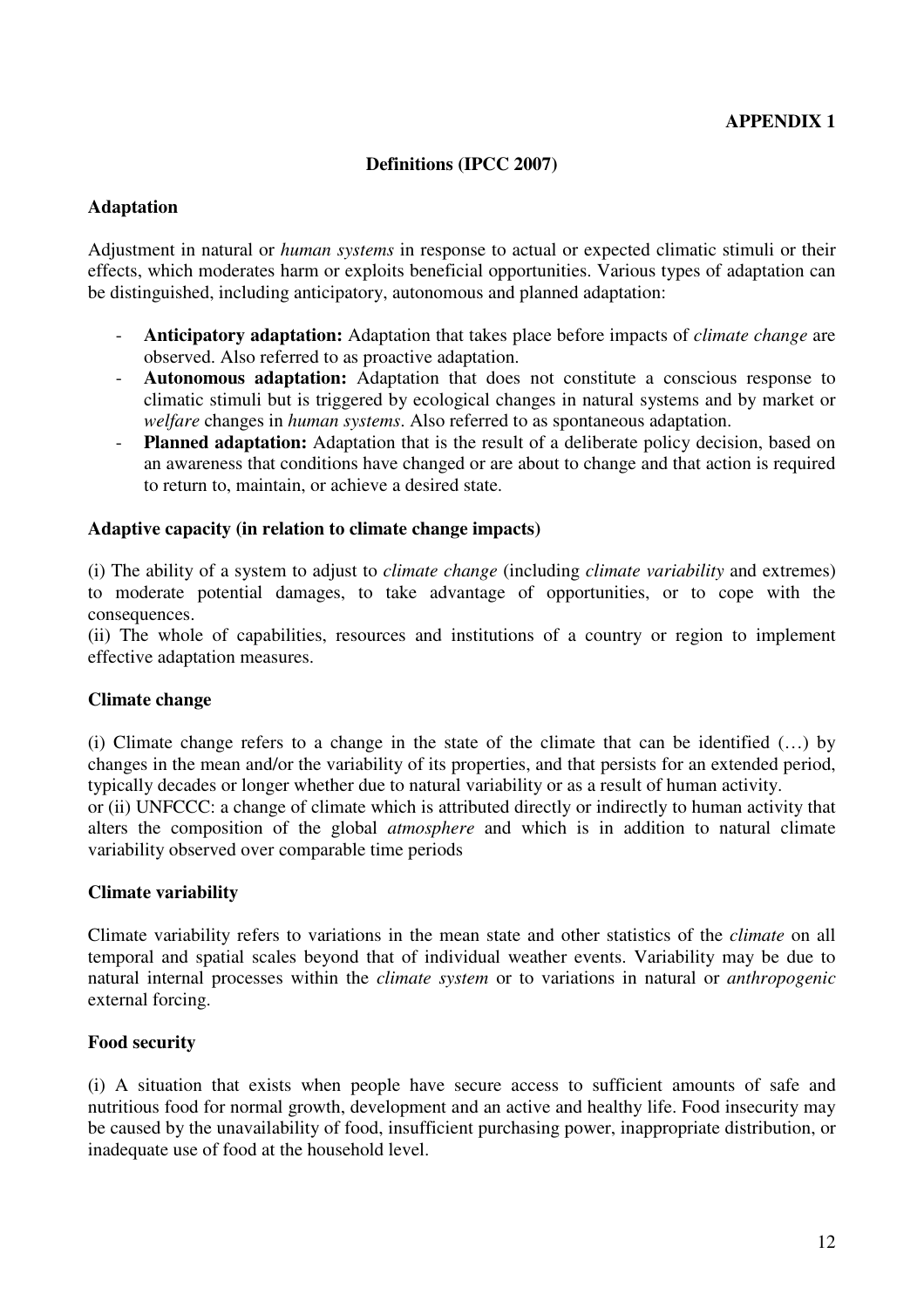**APPENDIX 1**

**Definitions (IPCC 2007)**

**Adaptation**

Adjustment in natural or *human systems* in response to actual or expected climatic stimuli or their effects, which moderates harm or exploits beneficial opportunities. Various types of adaptation can be distinguished, including anticipatory, autonomous and planned adaptation:

- **Anticipatory adaptation:** Adaptation that takes place before impacts of *climate change* are observed. Also referred to as proactive adaptation.
- **Autonomous adaptation:** Adaptation that does not constitute a conscious response to climatic stimuli but is triggered by ecological changes in natural systems and by market or *welfare* changes in *human systems*. Also referred to as spontaneous adaptation.
- **Planned adaptation:** Adaptation that is the result of a deliberate policy decision, based on an awareness that conditions have changed or are about to change and that action is required to return to, maintain, or achieve a desired state.

**Adaptive capacity (in relation to climate change impacts)**

(i) The ability of a system to adjust to *climate change* (including *climate variability* and extremes) to moderate potential damages, to take advantage of opportunities, or to cope with the consequences.
(ii) The whole of capabilities, resources and institutions of a country or region to implement effective adaptation measures.

**Climate change**

(i) Climate change refers to a change in the state of the climate that can be identified (…) by changes in the mean and/or the variability of its properties, and that persists for an extended period, typically decades or longer whether due to natural variability or as a result of human activity.
or (ii) UNFCCC: a change of climate which is attributed directly or indirectly to human activity that alters the composition of the global *atmosphere* and which is in addition to natural climate variability observed over comparable time periods

**Climate variability**

Climate variability refers to variations in the mean state and other statistics of the *climate* on all temporal and spatial scales beyond that of individual weather events. Variability may be due to natural internal processes within the *climate system* or to variations in natural or *anthropogenic* external forcing.

**Food security**

(i) A situation that exists when people have secure access to sufficient amounts of safe and nutritious food for normal growth, development and an active and healthy life. Food insecurity may be caused by the unavailability of food, insufficient purchasing power, inappropriate distribution, or inadequate use of food at the household level.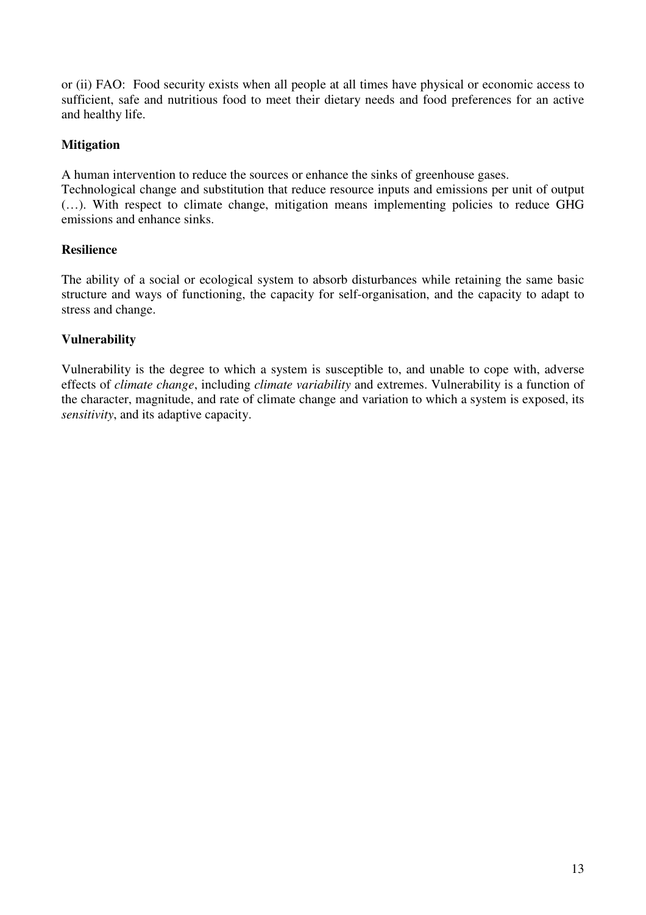or (ii) FAO: Food security exists when all people at all times have physical or economic access to sufficient, safe and nutritious food to meet their dietary needs and food preferences for an active and healthy life.

**Mitigation**

A human intervention to reduce the sources or enhance the sinks of greenhouse gases.
Technological change and substitution that reduce resource inputs and emissions per unit of output (…). With respect to climate change, mitigation means implementing policies to reduce GHG emissions and enhance sinks.

**Resilience**

The ability of a social or ecological system to absorb disturbances while retaining the same basic structure and ways of functioning, the capacity for self-organisation, and the capacity to adapt to stress and change.

**Vulnerability**

Vulnerability is the degree to which a system is susceptible to, and unable to cope with, adverse effects of *climate change*, including *climate variability* and extremes. Vulnerability is a function of the character, magnitude, and rate of climate change and variation to which a system is exposed, its *sensitivity*, and its adaptive capacity.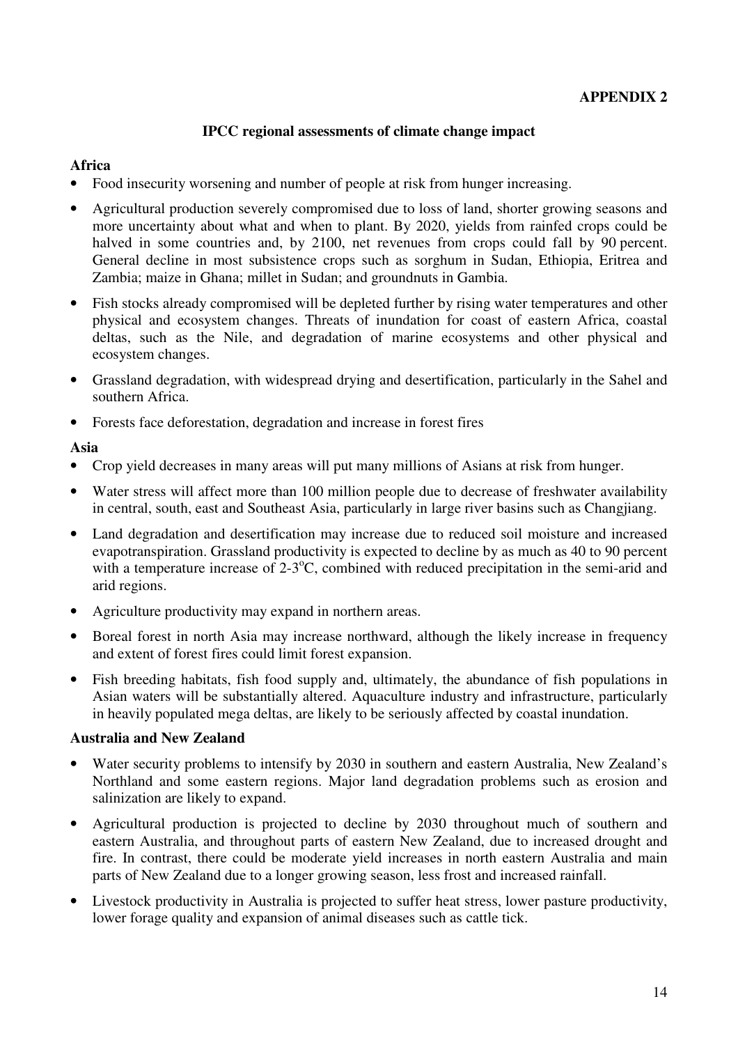**APPENDIX 2**

## IPCC regional assessments of climate change impact

### Africa

- Food insecurity worsening and number of people at risk from hunger increasing.
- Agricultural production severely compromised due to loss of land, shorter growing seasons and more uncertainty about what and when to plant. By 2020, yields from rainfed crops could be halved in some countries and, by 2100, net revenues from crops could fall by 90 percent. General decline in most subsistence crops such as sorghum in Sudan, Ethiopia, Eritrea and Zambia; maize in Ghana; millet in Sudan; and groundnuts in Gambia.
- Fish stocks already compromised will be depleted further by rising water temperatures and other physical and ecosystem changes. Threats of inundation for coast of eastern Africa, coastal deltas, such as the Nile, and degradation of marine ecosystems and other physical and ecosystem changes.
- Grassland degradation, with widespread drying and desertification, particularly in the Sahel and southern Africa.
- Forests face deforestation, degradation and increase in forest fires

### Asia

- Crop yield decreases in many areas will put many millions of Asians at risk from hunger.
- Water stress will affect more than 100 million people due to decrease of freshwater availability in central, south, east and Southeast Asia, particularly in large river basins such as Changjiang.
- Land degradation and desertification may increase due to reduced soil moisture and increased evapotranspiration. Grassland productivity is expected to decline by as much as 40 to 90 percent with a temperature increase of 2-3$^{o}$C, combined with reduced precipitation in the semi-arid and arid regions.
- Agriculture productivity may expand in northern areas.
- Boreal forest in north Asia may increase northward, although the likely increase in frequency and extent of forest fires could limit forest expansion.
- Fish breeding habitats, fish food supply and, ultimately, the abundance of fish populations in Asian waters will be substantially altered. Aquaculture industry and infrastructure, particularly in heavily populated mega deltas, are likely to be seriously affected by coastal inundation.

### Australia and New Zealand

- Water security problems to intensify by 2030 in southern and eastern Australia, New Zealand's Northland and some eastern regions. Major land degradation problems such as erosion and salinization are likely to expand.
- Agricultural production is projected to decline by 2030 throughout much of southern and eastern Australia, and throughout parts of eastern New Zealand, due to increased drought and fire. In contrast, there could be moderate yield increases in north eastern Australia and main parts of New Zealand due to a longer growing season, less frost and increased rainfall.
- Livestock productivity in Australia is projected to suffer heat stress, lower pasture productivity, lower forage quality and expansion of animal diseases such as cattle tick.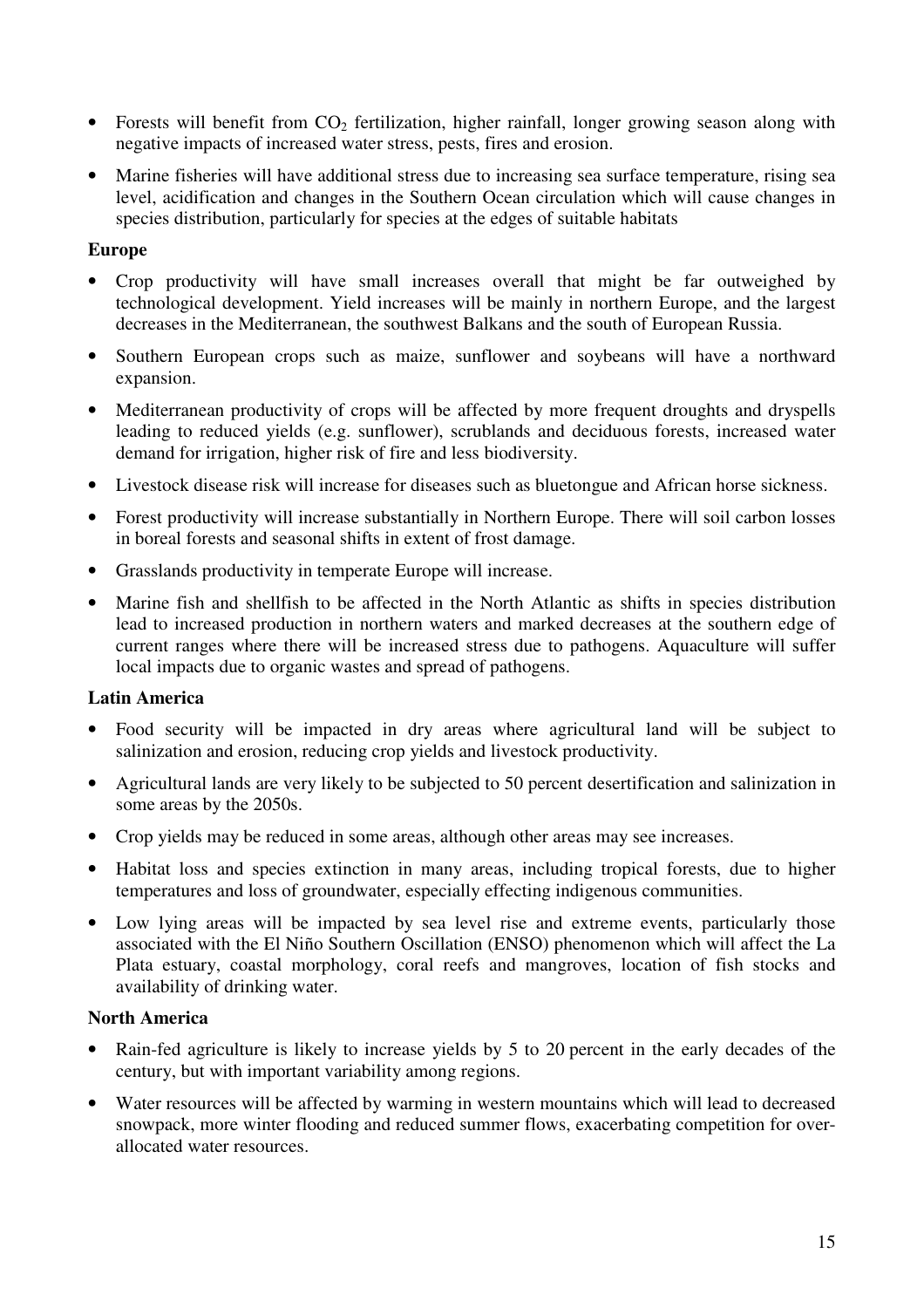- Forests will benefit from $CO_2$ fertilization, higher rainfall, longer growing season along with negative impacts of increased water stress, pests, fires and erosion.
- Marine fisheries will have additional stress due to increasing sea surface temperature, rising sea level, acidification and changes in the Southern Ocean circulation which will cause changes in species distribution, particularly for species at the edges of suitable habitats

**Europe**

- Crop productivity will have small increases overall that might be far outweighed by technological development. Yield increases will be mainly in northern Europe, and the largest decreases in the Mediterranean, the southwest Balkans and the south of European Russia.
- Southern European crops such as maize, sunflower and soybeans will have a northward expansion.
- Mediterranean productivity of crops will be affected by more frequent droughts and dryspells leading to reduced yields (e.g. sunflower), scrublands and deciduous forests, increased water demand for irrigation, higher risk of fire and less biodiversity.
- Livestock disease risk will increase for diseases such as bluetongue and African horse sickness.
- Forest productivity will increase substantially in Northern Europe. There will soil carbon losses in boreal forests and seasonal shifts in extent of frost damage.
- Grasslands productivity in temperate Europe will increase.
- Marine fish and shellfish to be affected in the North Atlantic as shifts in species distribution lead to increased production in northern waters and marked decreases at the southern edge of current ranges where there will be increased stress due to pathogens. Aquaculture will suffer local impacts due to organic wastes and spread of pathogens.

**Latin America**

- Food security will be impacted in dry areas where agricultural land will be subject to salinization and erosion, reducing crop yields and livestock productivity.
- Agricultural lands are very likely to be subjected to 50 percent desertification and salinization in some areas by the 2050s.
- Crop yields may be reduced in some areas, although other areas may see increases.
- Habitat loss and species extinction in many areas, including tropical forests, due to higher temperatures and loss of groundwater, especially effecting indigenous communities.
- Low lying areas will be impacted by sea level rise and extreme events, particularly those associated with the El Niño Southern Oscillation (ENSO) phenomenon which will affect the La Plata estuary, coastal morphology, coral reefs and mangroves, location of fish stocks and availability of drinking water.

**North America**

- Rain-fed agriculture is likely to increase yields by 5 to 20 percent in the early decades of the century, but with important variability among regions.
- Water resources will be affected by warming in western mountains which will lead to decreased snowpack, more winter flooding and reduced summer flows, exacerbating competition for over-allocated water resources.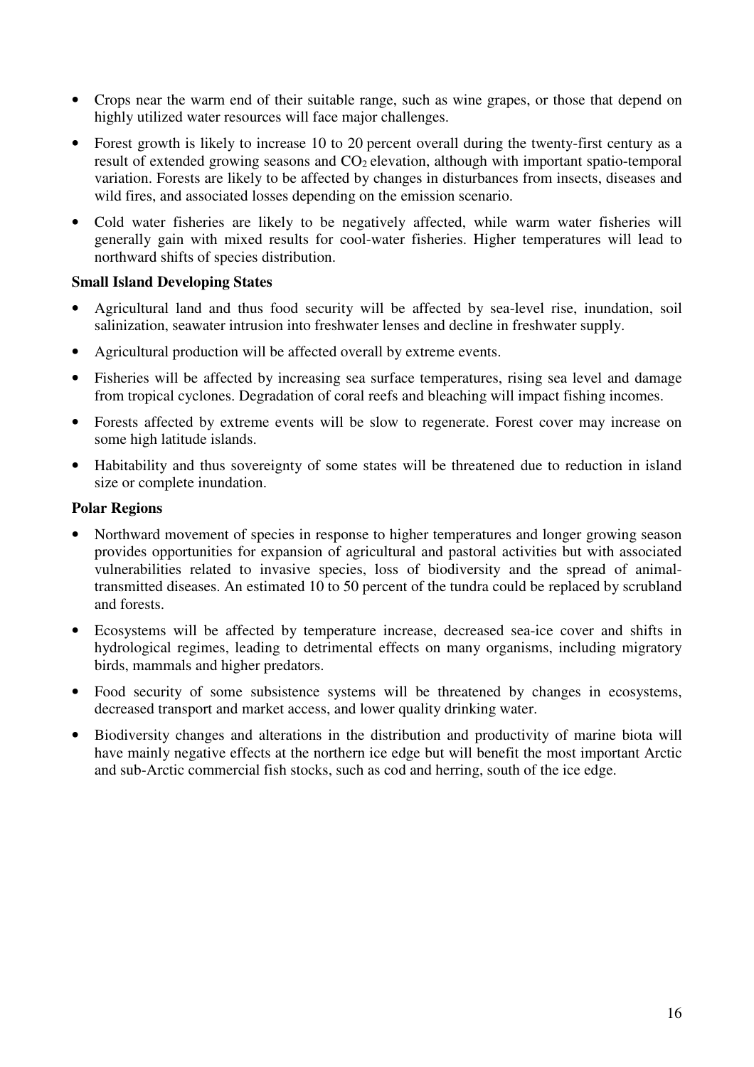- Crops near the warm end of their suitable range, such as wine grapes, or those that depend on highly utilized water resources will face major challenges.
- Forest growth is likely to increase 10 to 20 percent overall during the twenty-first century as a result of extended growing seasons and $CO_2$ elevation, although with important spatio-temporal variation. Forests are likely to be affected by changes in disturbances from insects, diseases and wild fires, and associated losses depending on the emission scenario.
- Cold water fisheries are likely to be negatively affected, while warm water fisheries will generally gain with mixed results for cool-water fisheries. Higher temperatures will lead to northward shifts of species distribution.

**Small Island Developing States**

- Agricultural land and thus food security will be affected by sea-level rise, inundation, soil salinization, seawater intrusion into freshwater lenses and decline in freshwater supply.
- Agricultural production will be affected overall by extreme events.
- Fisheries will be affected by increasing sea surface temperatures, rising sea level and damage from tropical cyclones. Degradation of coral reefs and bleaching will impact fishing incomes.
- Forests affected by extreme events will be slow to regenerate. Forest cover may increase on some high latitude islands.
- Habitability and thus sovereignty of some states will be threatened due to reduction in island size or complete inundation.

**Polar Regions**

- Northward movement of species in response to higher temperatures and longer growing season provides opportunities for expansion of agricultural and pastoral activities but with associated vulnerabilities related to invasive species, loss of biodiversity and the spread of animal-transmitted diseases. An estimated 10 to 50 percent of the tundra could be replaced by scrubland and forests.
- Ecosystems will be affected by temperature increase, decreased sea-ice cover and shifts in hydrological regimes, leading to detrimental effects on many organisms, including migratory birds, mammals and higher predators.
- Food security of some subsistence systems will be threatened by changes in ecosystems, decreased transport and market access, and lower quality drinking water.
- Biodiversity changes and alterations in the distribution and productivity of marine biota will have mainly negative effects at the northern ice edge but will benefit the most important Arctic and sub-Arctic commercial fish stocks, such as cod and herring, south of the ice edge.